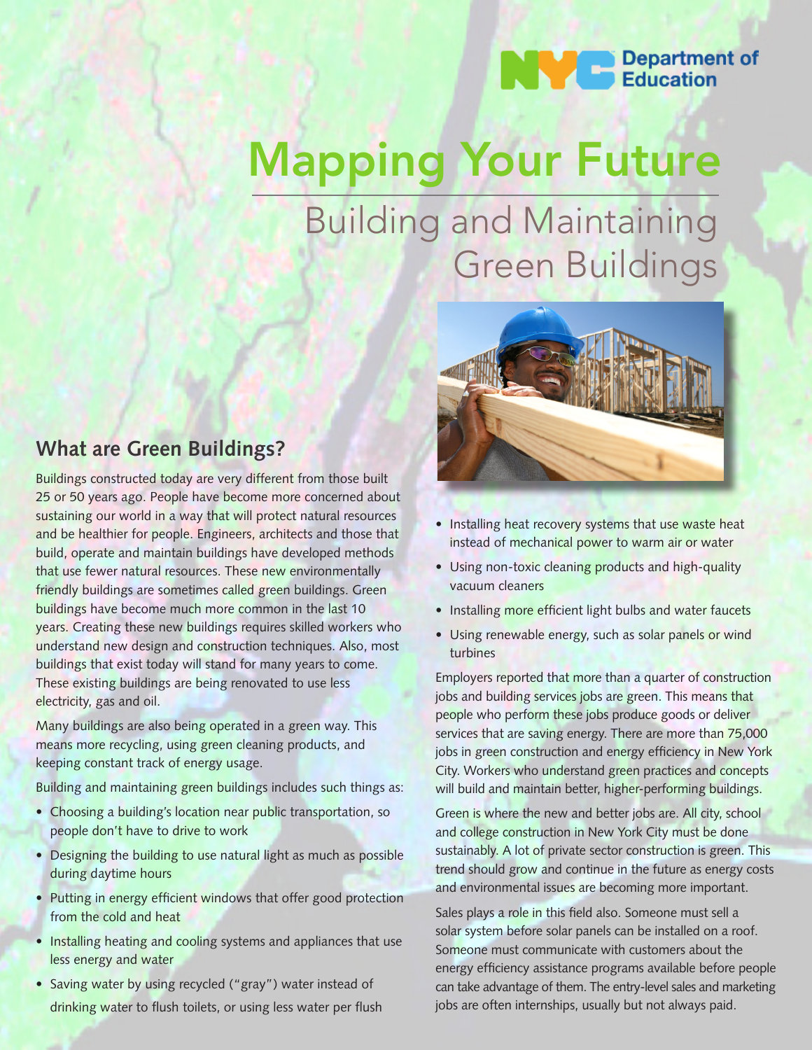NYC Department of Education

# Mapping Your Future

## Building and Maintaining Green Buildings

### What are Green Buildings?

Buildings constructed today are very different from those built 25 or 50 years ago. People have become more concerned about sustaining our world in a way that will protect natural resources and be healthier for people. Engineers, architects and those that build, operate and maintain buildings have developed methods that use fewer natural resources. These new environmentally friendly buildings are sometimes called green buildings. Green buildings have become much more common in the last 10 years. Creating these new buildings requires skilled workers who understand new design and construction techniques. Also, most buildings that exist today will stand for many years to come. These existing buildings are being renovated to use less electricity, gas and oil.

Many buildings are also being operated in a green way. This means more recycling, using green cleaning products, and keeping constant track of energy usage.

Building and maintaining green buildings includes such things as:

- Choosing a building's location near public transportation, so people don't have to drive to work
- Designing the building to use natural light as much as possible during daytime hours
- Putting in energy efficient windows that offer good protection from the cold and heat
- Installing heating and cooling systems and appliances that use less energy and water
- Saving water by using recycled ("gray") water instead of drinking water to flush toilets, or using less water per flush
- Installing heat recovery systems that use waste heat instead of mechanical power to warm air or water
- Using non-toxic cleaning products and high-quality vacuum cleaners
- Installing more efficient light bulbs and water faucets
- Using renewable energy, such as solar panels or wind turbines

Employers reported that more than a quarter of construction jobs and building services jobs are green. This means that people who perform these jobs produce goods or deliver services that are saving energy. There are more than 75,000 jobs in green construction and energy efficiency in New York City. Workers who understand green practices and concepts will build and maintain better, higher-performing buildings.

Green is where the new and better jobs are. All city, school and college construction in New York City must be done sustainably. A lot of private sector construction is green. This trend should grow and continue in the future as energy costs and environmental issues are becoming more important.

Sales plays a role in this field also. Someone must sell a solar system before solar panels can be installed on a roof. Someone must communicate with customers about the energy efficiency assistance programs available before people can take advantage of them. The entry-level sales and marketing jobs are often internships, usually but not always paid.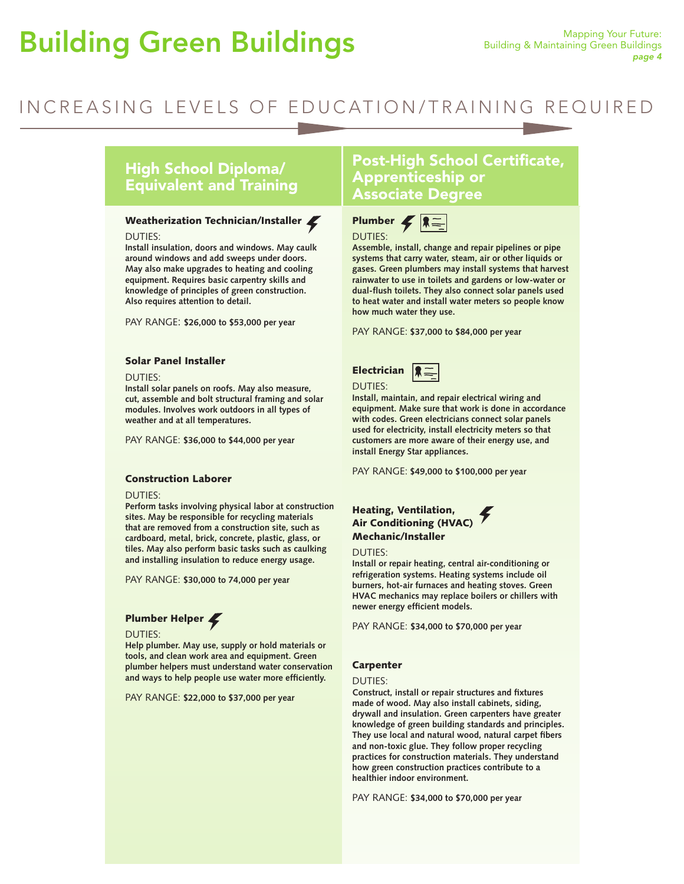# Building Green Buildings

INCREASING LEVELS OF EDUCATION/TRAINING REQUIRED

## High School Diploma/ Equivalent and Training

### Weatherization Technician/Installer

DUTIES:
**Install insulation, doors and windows. May caulk around windows and add sweeps under doors. May also make upgrades to heating and cooling equipment. Requires basic carpentry skills and knowledge of principles of green construction. Also requires attention to detail.**

PAY RANGE: **$26,000 to $53,000 per year**

### Solar Panel Installer

DUTIES:
**Install solar panels on roofs. May also measure, cut, assemble and bolt structural framing and solar modules. Involves work outdoors in all types of weather and at all temperatures.**

PAY RANGE: **$36,000 to $44,000 per year**

### Construction Laborer

DUTIES:
**Perform tasks involving physical labor at construction sites. May be responsible for recycling materials that are removed from a construction site, such as cardboard, metal, brick, concrete, plastic, glass, or tiles. May also perform basic tasks such as caulking and installing insulation to reduce energy usage.**

PAY RANGE: **$30,000 to 74,000 per year**

### Plumber Helper

DUTIES:
**Help plumber. May use, supply or hold materials or tools, and clean work area and equipment. Green plumber helpers must understand water conservation and ways to help people use water more efficiently.**

PAY RANGE: **$22,000 to $37,000 per year**

## Post-High School Certificate, Apprenticeship or Associate Degree

### Plumber

DUTIES:
**Assemble, install, change and repair pipelines or pipe systems that carry water, steam, air or other liquids or gases. Green plumbers may install systems that harvest rainwater to use in toilets and gardens or low-water or dual-flush toilets. They also connect solar panels used to heat water and install water meters so people know how much water they use.**

PAY RANGE: **$37,000 to $84,000 per year**

### Electrician

DUTIES:
**Install, maintain, and repair electrical wiring and equipment. Make sure that work is done in accordance with codes. Green electricians connect solar panels used for electricity, install electricity meters so that customers are more aware of their energy use, and install Energy Star appliances.**

PAY RANGE: **$49,000 to $100,000 per year**

### Heating, Ventilation, Air Conditioning (HVAC) Mechanic/Installer

DUTIES:
**Install or repair heating, central air-conditioning or refrigeration systems. Heating systems include oil burners, hot-air furnaces and heating stoves. Green HVAC mechanics may replace boilers or chillers with newer energy efficient models.**

PAY RANGE: **$34,000 to $70,000 per year**

### Carpenter

DUTIES:
**Construct, install or repair structures and fixtures made of wood. May also install cabinets, siding, drywall and insulation. Green carpenters have greater knowledge of green building standards and principles. They use local and natural wood, natural carpet fibers and non-toxic glue. They follow proper recycling practices for construction materials. They understand how green construction practices contribute to a healthier indoor environment.**

PAY RANGE: **$34,000 to $70,000 per year**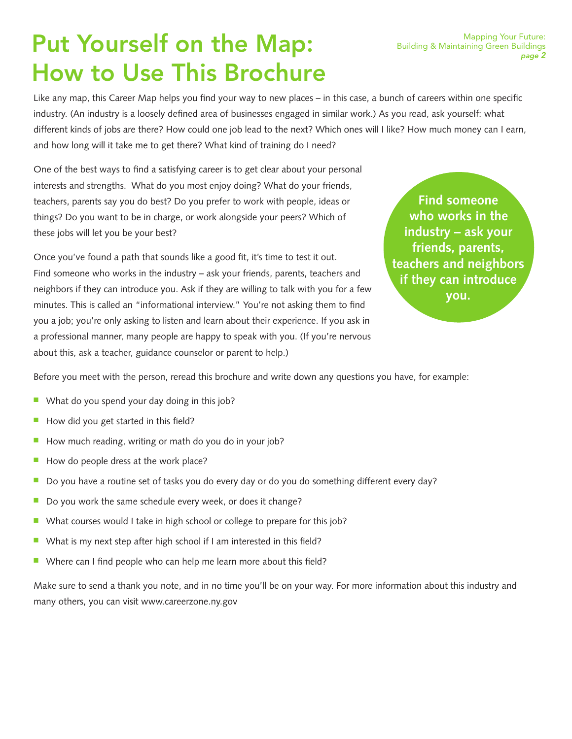# Put Yourself on the Map: How to Use This Brochure

Like any map, this Career Map helps you find your way to new places – in this case, a bunch of careers within one specific industry. (An industry is a loosely defined area of businesses engaged in similar work.) As you read, ask yourself: what different kinds of jobs are there? How could one job lead to the next? Which ones will I like? How much money can I earn, and how long will it take me to get there? What kind of training do I need?

One of the best ways to find a satisfying career is to get clear about your personal interests and strengths. What do you most enjoy doing? What do your friends, teachers, parents say you do best? Do you prefer to work with people, ideas or things? Do you want to be in charge, or work alongside your peers? Which of these jobs will let you be your best?

**Find someone who works in the industry – ask your friends, parents, teachers and neighbors if they can introduce you.**

Once you've found a path that sounds like a good fit, it's time to test it out. Find someone who works in the industry – ask your friends, parents, teachers and neighbors if they can introduce you. Ask if they are willing to talk with you for a few minutes. This is called an "informational interview." You're not asking them to find you a job; you're only asking to listen and learn about their experience. If you ask in a professional manner, many people are happy to speak with you. (If you're nervous about this, ask a teacher, guidance counselor or parent to help.)

Before you meet with the person, reread this brochure and write down any questions you have, for example:

- What do you spend your day doing in this job?
- How did you get started in this field?
- How much reading, writing or math do you do in your job?
- How do people dress at the work place?
- Do you have a routine set of tasks you do every day or do you do something different every day?
- Do you work the same schedule every week, or does it change?
- What courses would I take in high school or college to prepare for this job?
- What is my next step after high school if I am interested in this field?
- Where can I find people who can help me learn more about this field?

Make sure to send a thank you note, and in no time you'll be on your way. For more information about this industry and many others, you can visit www.careerzone.ny.gov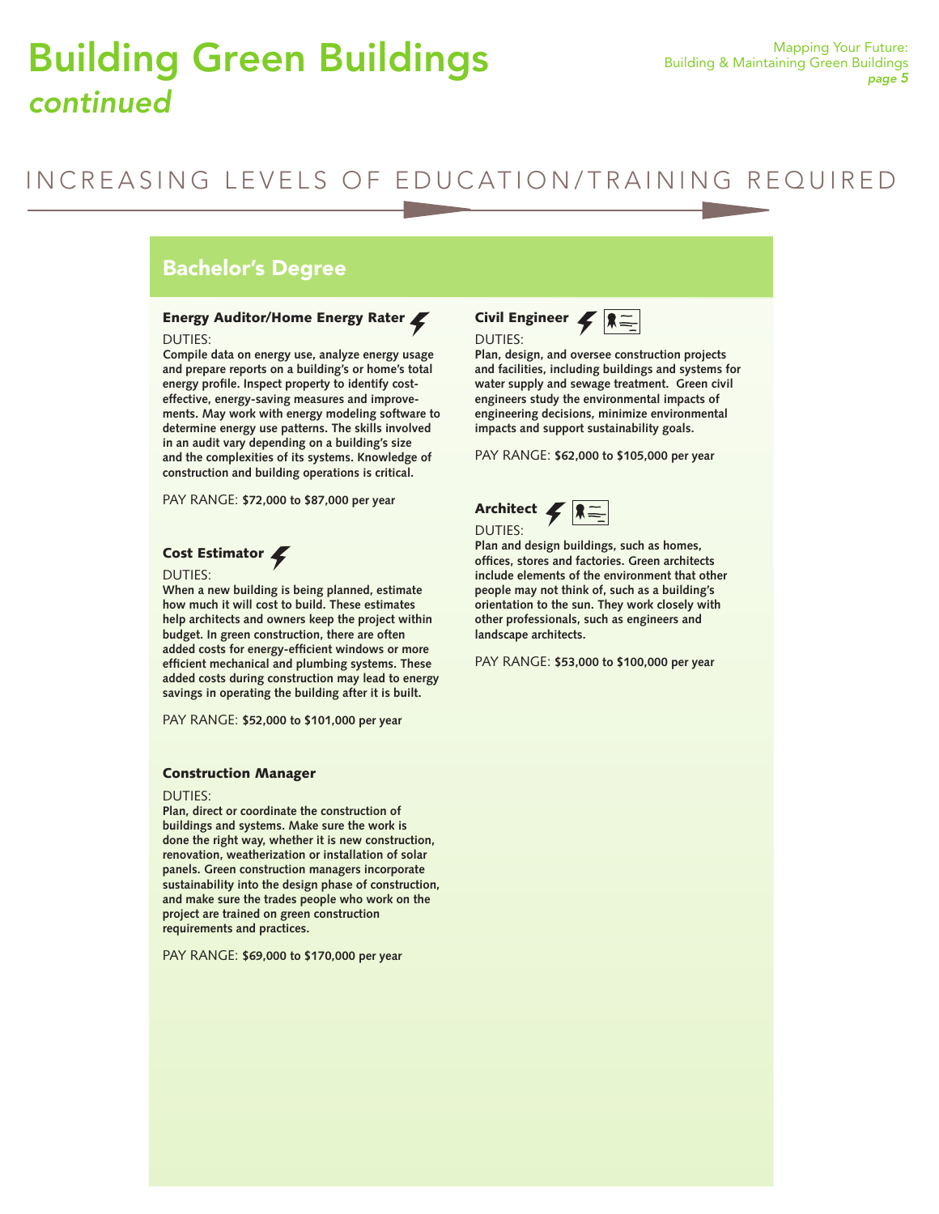# Building Green Buildings
*continued*

INCREASING LEVELS OF EDUCATION/TRAINING REQUIRED

## Bachelor's Degree

### Energy Auditor/Home Energy Rater

DUTIES:
**Compile data on energy use, analyze energy usage and prepare reports on a building's or home's total energy profile. Inspect property to identify cost-effective, energy-saving measures and improvements. May work with energy modeling software to determine energy use patterns. The skills involved in an audit vary depending on a building's size and the complexities of its systems. Knowledge of construction and building operations is critical.**

PAY RANGE: **$72,000 to $87,000 per year**

### Cost Estimator

DUTIES:
**When a new building is being planned, estimate how much it will cost to build. These estimates help architects and owners keep the project within budget. In green construction, there are often added costs for energy-efficient windows or more efficient mechanical and plumbing systems. These added costs during construction may lead to energy savings in operating the building after it is built.**

PAY RANGE: **$52,000 to $101,000 per year**

### Construction Manager

DUTIES:
**Plan, direct or coordinate the construction of buildings and systems. Make sure the work is done the right way, whether it is new construction, renovation, weatherization or installation of solar panels. Green construction managers incorporate sustainability into the design phase of construction, and make sure the trades people who work on the project are trained on green construction requirements and practices.**

PAY RANGE: **$69,000 to $170,000 per year**

### Civil Engineer

DUTIES:
**Plan, design, and oversee construction projects and facilities, including buildings and systems for water supply and sewage treatment. Green civil engineers study the environmental impacts of engineering decisions, minimize environmental impacts and support sustainability goals.**

PAY RANGE: **$62,000 to $105,000 per year**

### Architect

DUTIES:
**Plan and design buildings, such as homes, offices, stores and factories. Green architects include elements of the environment that other people may not think of, such as a building's orientation to the sun. They work closely with other professionals, such as engineers and landscape architects.**

PAY RANGE: **$53,000 to $100,000 per year**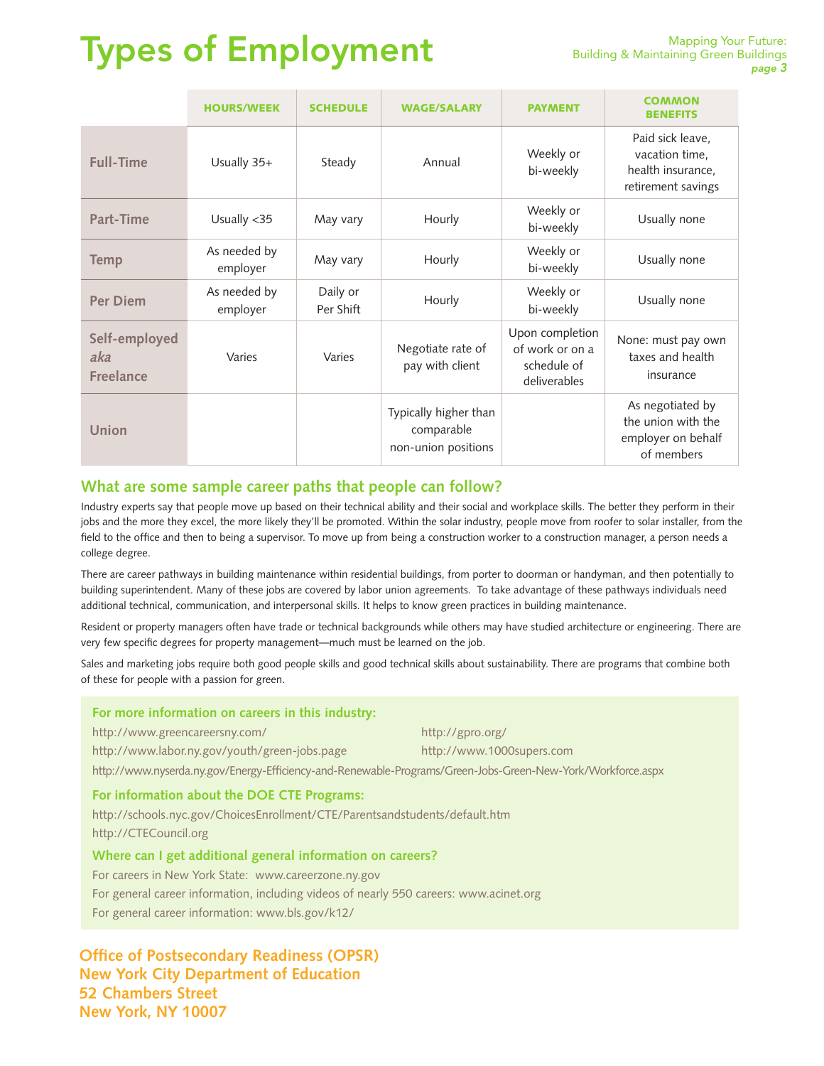# Types of Employment

| | HOURS/WEEK | SCHEDULE | WAGE/SALARY | PAYMENT | COMMON BENEFITS |
|---|---|---|---|---|---|
| **Full-Time** | Usually 35+ | Steady | Annual | Weekly or bi-weekly | Paid sick leave, vacation time, health insurance, retirement savings |
| **Part-Time** | Usually <35 | May vary | Hourly | Weekly or bi-weekly | Usually none |
| **Temp** | As needed by employer | May vary | Hourly | Weekly or bi-weekly | Usually none |
| **Per Diem** | As needed by employer | Daily or Per Shift | Hourly | Weekly or bi-weekly | Usually none |
| **Self-employed *aka* Freelance** | Varies | Varies | Negotiate rate of pay with client | Upon completion of work or on a schedule of deliverables | None: must pay own taxes and health insurance |
| **Union** | | | Typically higher than comparable non-union positions | | As negotiated by the union with the employer on behalf of members |

## What are some sample career paths that people can follow?

Industry experts say that people move up based on their technical ability and their social and workplace skills. The better they perform in their jobs and the more they excel, the more likely they'll be promoted. Within the solar industry, people move from roofer to solar installer, from the field to the office and then to being a supervisor. To move up from being a construction worker to a construction manager, a person needs a college degree.

There are career pathways in building maintenance within residential buildings, from porter to doorman or handyman, and then potentially to building superintendent. Many of these jobs are covered by labor union agreements. To take advantage of these pathways individuals need additional technical, communication, and interpersonal skills. It helps to know green practices in building maintenance.

Resident or property managers often have trade or technical backgrounds while others may have studied architecture or engineering. There are very few specific degrees for property management—much must be learned on the job.

Sales and marketing jobs require both good people skills and good technical skills about sustainability. There are programs that combine both of these for people with a passion for green.

### For more information on careers in this industry:

http://www.greencareersny.com/

http://www.labor.ny.gov/youth/green-jobs.page

http://gpro.org/

http://www.1000supers.com

http://www.nyserda.ny.gov/Energy-Efficiency-and-Renewable-Programs/Green-Jobs-Green-New-York/Workforce.aspx

### For information about the DOE CTE Programs:

http://schools.nyc.gov/ChoicesEnrollment/CTE/Parentsandstudents/default.htm

http://CTECouncil.org

### Where can I get additional general information on careers?

For careers in New York State: www.careerzone.ny.gov

For general career information, including videos of nearly 550 careers: www.acinet.org

For general career information: www.bls.gov/k12/

**Office of Postsecondary Readiness (OPSR)**
**New York City Department of Education**
**52 Chambers Street**
**New York, NY 10007**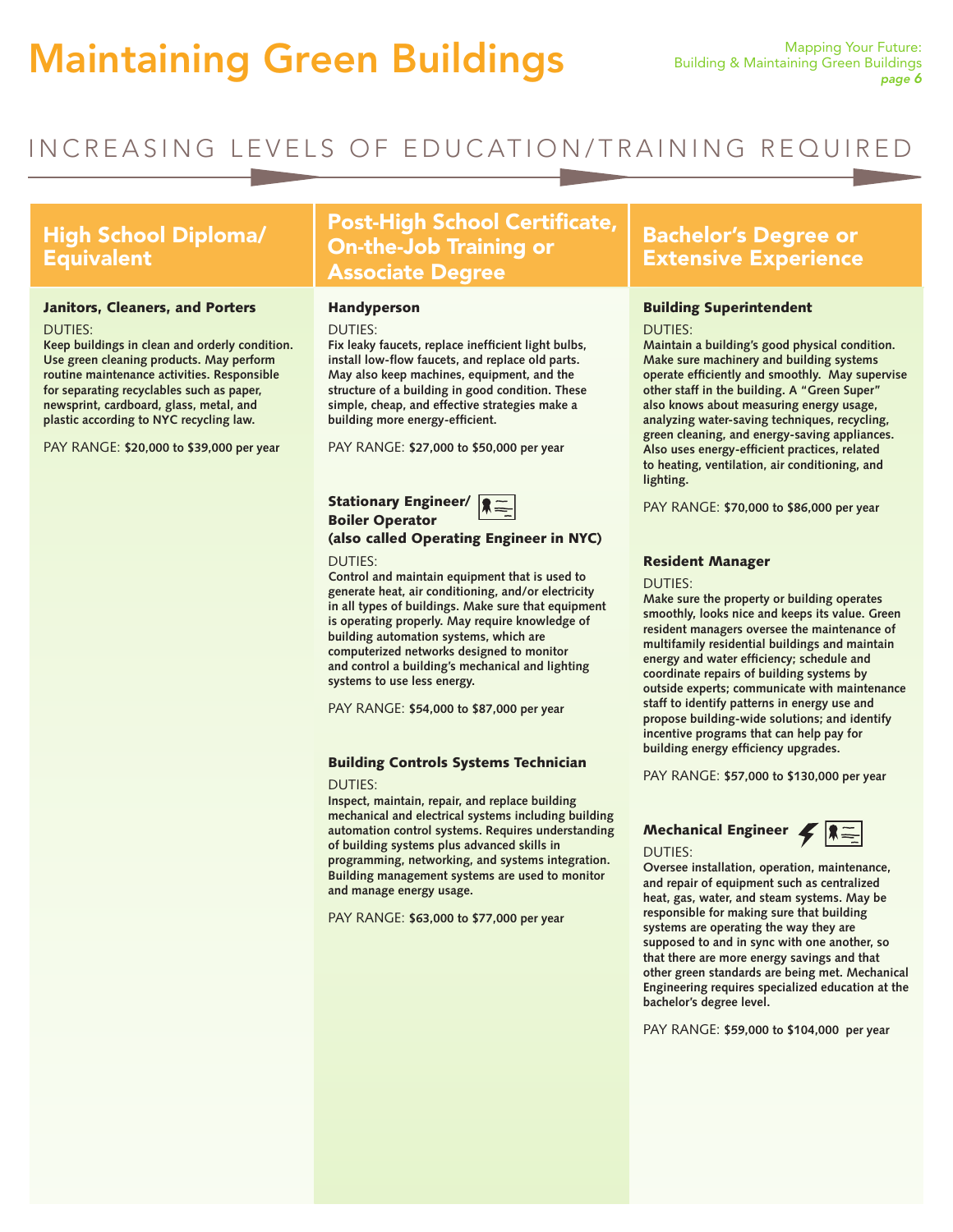# Maintaining Green Buildings

INCREASING LEVELS OF EDUCATION/TRAINING REQUIRED

## High School Diploma/ Equivalent

### Janitors, Cleaners, and Porters

DUTIES:
**Keep buildings in clean and orderly condition. Use green cleaning products. May perform routine maintenance activities. Responsible for separating recyclables such as paper, newsprint, cardboard, glass, metal, and plastic according to NYC recycling law.**

PAY RANGE: **$20,000 to $39,000 per year**

## Post-High School Certificate, On-the-Job Training or Associate Degree

### Handyperson

DUTIES:
**Fix leaky faucets, replace inefficient light bulbs, install low-flow faucets, and replace old parts. May also keep machines, equipment, and the structure of a building in good condition. These simple, cheap, and effective strategies make a building more energy-efficient.**

PAY RANGE: **$27,000 to $50,000 per year**

### Stationary Engineer/ Boiler Operator (also called Operating Engineer in NYC)

DUTIES:
**Control and maintain equipment that is used to generate heat, air conditioning, and/or electricity in all types of buildings. Make sure that equipment is operating properly. May require knowledge of building automation systems, which are computerized networks designed to monitor and control a building's mechanical and lighting systems to use less energy.**

PAY RANGE: **$54,000 to $87,000 per year**

### Building Controls Systems Technician

DUTIES:
**Inspect, maintain, repair, and replace building mechanical and electrical systems including building automation control systems. Requires understanding of building systems plus advanced skills in programming, networking, and systems integration. Building management systems are used to monitor and manage energy usage.**

PAY RANGE: **$63,000 to $77,000 per year**

## Bachelor's Degree or Extensive Experience

### Building Superintendent

DUTIES:
**Maintain a building's good physical condition. Make sure machinery and building systems operate efficiently and smoothly. May supervise other staff in the building. A "Green Super" also knows about measuring energy usage, analyzing water-saving techniques, recycling, green cleaning, and energy-saving appliances. Also uses energy-efficient practices, related to heating, ventilation, air conditioning, and lighting.**

PAY RANGE: **$70,000 to $86,000 per year**

### Resident Manager

DUTIES:
**Make sure the property or building operates smoothly, looks nice and keeps its value. Green resident managers oversee the maintenance of multifamily residential buildings and maintain energy and water efficiency; schedule and coordinate repairs of building systems by outside experts; communicate with maintenance staff to identify patterns in energy use and propose building-wide solutions; and identify incentive programs that can help pay for building energy efficiency upgrades.**

PAY RANGE: **$57,000 to $130,000 per year**

### Mechanical Engineer

DUTIES:
**Oversee installation, operation, maintenance, and repair of equipment such as centralized heat, gas, water, and steam systems. May be responsible for making sure that building systems are operating the way they are supposed to and in sync with one another, so that there are more energy savings and that other green standards are being met. Mechanical Engineering requires specialized education at the bachelor's degree level.**

PAY RANGE: **$59,000 to $104,000 per year**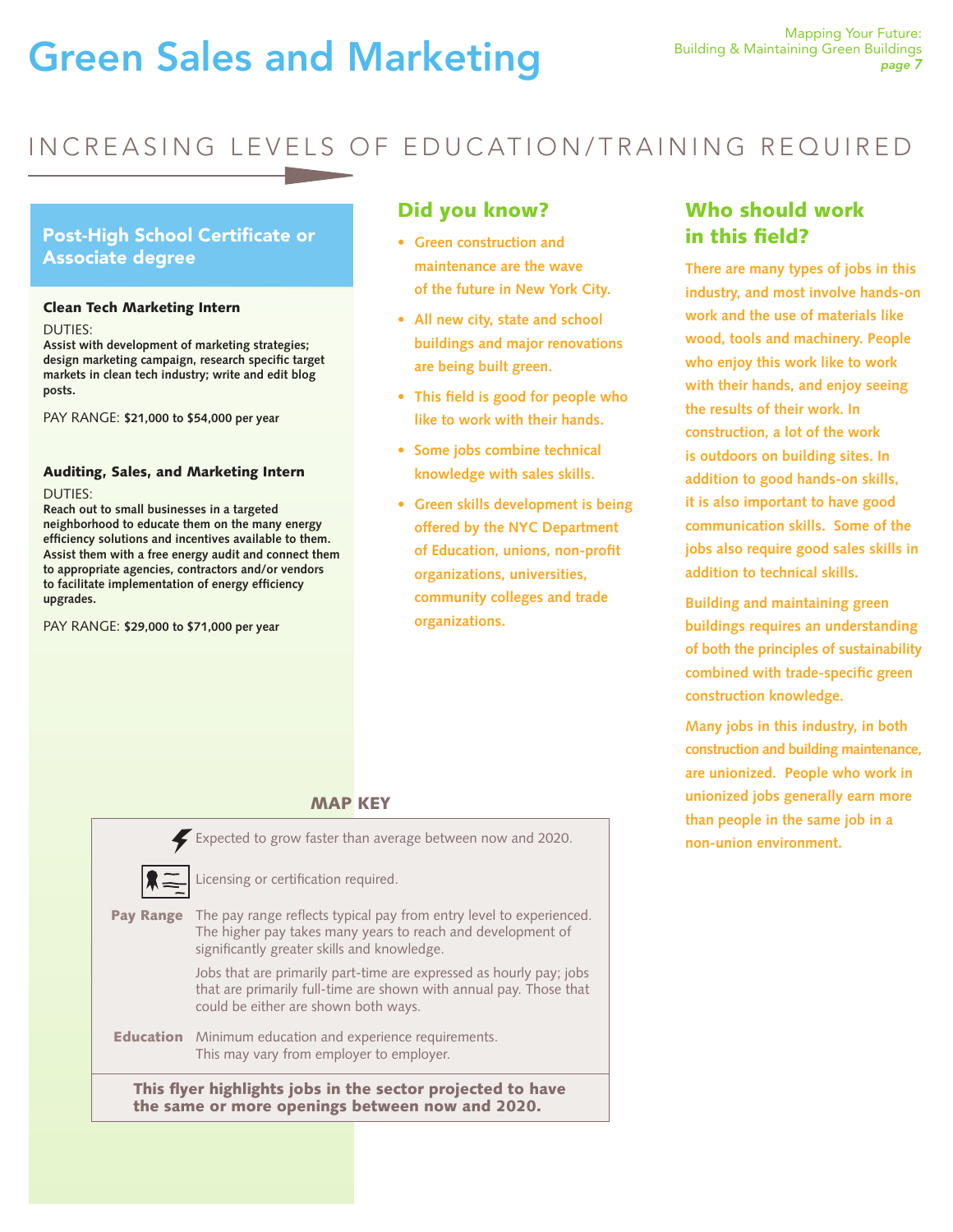# Green Sales and Marketing

INCREASING LEVELS OF EDUCATION/TRAINING REQUIRED

## Post-High School Certificate or Associate degree

### Clean Tech Marketing Intern

DUTIES:
**Assist with development of marketing strategies; design marketing campaign, research specific target markets in clean tech industry; write and edit blog posts.**

PAY RANGE: **$21,000 to $54,000 per year**

### Auditing, Sales, and Marketing Intern

DUTIES:
**Reach out to small businesses in a targeted neighborhood to educate them on the many energy efficiency solutions and incentives available to them. Assist them with a free energy audit and connect them to appropriate agencies, contractors and/or vendors to facilitate implementation of energy efficiency upgrades.**

PAY RANGE: **$29,000 to $71,000 per year**

## Did you know?

- Green construction and maintenance are the wave of the future in New York City.
- All new city, state and school buildings and major renovations are being built green.
- This field is good for people who like to work with their hands.
- Some jobs combine technical knowledge with sales skills.
- Green skills development is being offered by the NYC Department of Education, unions, non-profit organizations, universities, community colleges and trade organizations.

## Who should work in this field?

There are many types of jobs in this industry, and most involve hands-on work and the use of materials like wood, tools and machinery. People who enjoy this work like to work with their hands, and enjoy seeing the results of their work. In construction, a lot of the work is outdoors on building sites. In addition to good hands-on skills, it is also important to have good communication skills. Some of the jobs also require good sales skills in addition to technical skills.

Building and maintaining green buildings requires an understanding of both the principles of sustainability combined with trade-specific green construction knowledge.

Many jobs in this industry, in both construction and building maintenance, are unionized. People who work in unionized jobs generally earn more than people in the same job in a non-union environment.

### MAP KEY

Expected to grow faster than average between now and 2020.

Licensing or certification required.

**Pay Range** The pay range reflects typical pay from entry level to experienced. The higher pay takes many years to reach and development of significantly greater skills and knowledge.

Jobs that are primarily part-time are expressed as hourly pay; jobs that are primarily full-time are shown with annual pay. Those that could be either are shown both ways.

**Education** Minimum education and experience requirements. This may vary from employer to employer.

**This flyer highlights jobs in the sector projected to have the same or more openings between now and 2020.**